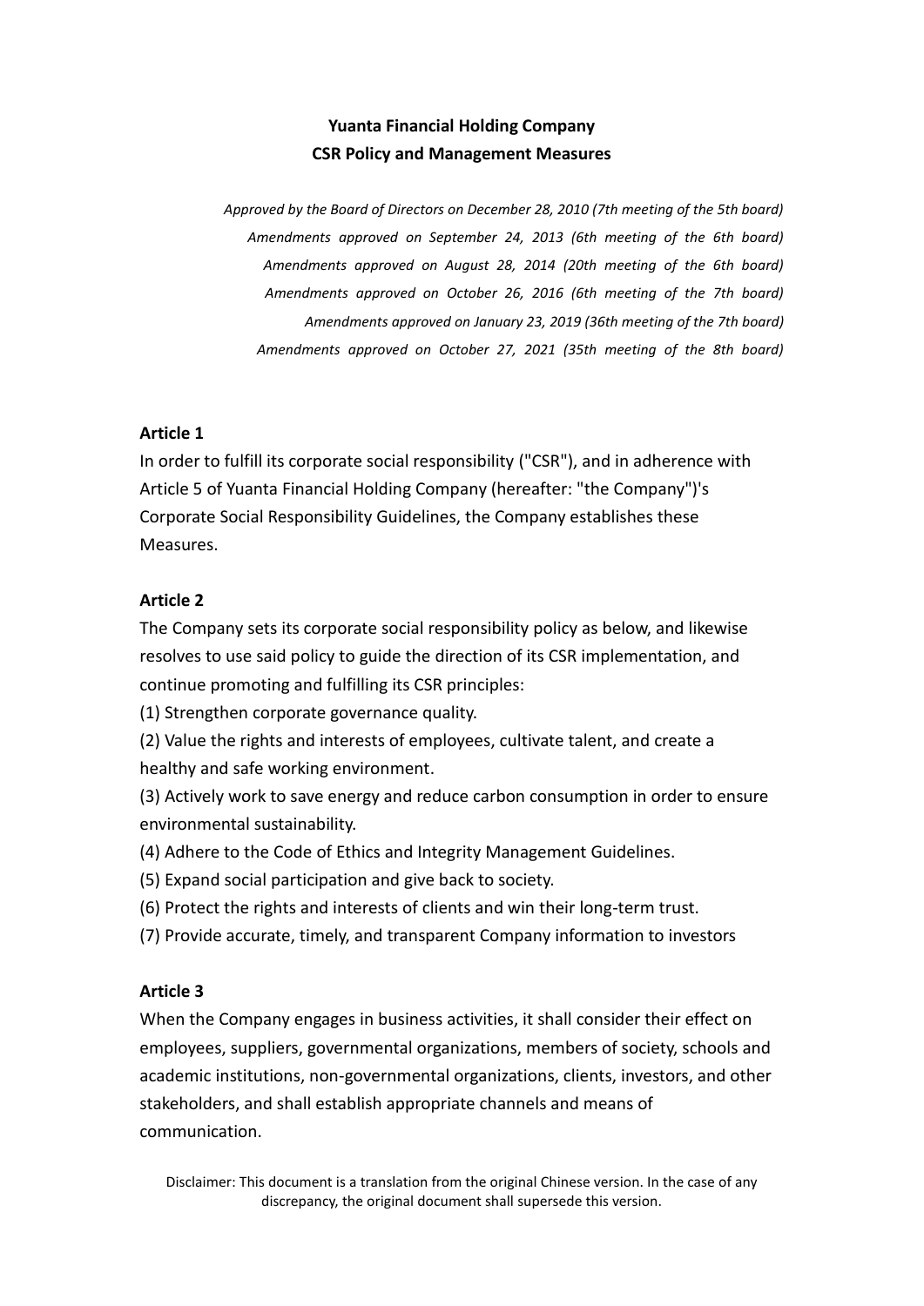# Yuanta Financial Holding Company
# CSR Policy and Management Measures

*Approved by the Board of Directors on December 28, 2010 (7th meeting of the 5th board)*
*Amendments approved on September 24, 2013 (6th meeting of the 6th board)*
*Amendments approved on August 28, 2014 (20th meeting of the 6th board)*
*Amendments approved on October 26, 2016 (6th meeting of the 7th board)*
*Amendments approved on January 23, 2019 (36th meeting of the 7th board)*
*Amendments approved on October 27, 2021 (35th meeting of the 8th board)*

**Article 1**

In order to fulfill its corporate social responsibility ("CSR"), and in adherence with Article 5 of Yuanta Financial Holding Company (hereafter: "the Company")'s Corporate Social Responsibility Guidelines, the Company establishes these Measures.

**Article 2**

The Company sets its corporate social responsibility policy as below, and likewise resolves to use said policy to guide the direction of its CSR implementation, and continue promoting and fulfilling its CSR principles:

(1) Strengthen corporate governance quality.

(2) Value the rights and interests of employees, cultivate talent, and create a healthy and safe working environment.

(3) Actively work to save energy and reduce carbon consumption in order to ensure environmental sustainability.

(4) Adhere to the Code of Ethics and Integrity Management Guidelines.

(5) Expand social participation and give back to society.

(6) Protect the rights and interests of clients and win their long-term trust.

(7) Provide accurate, timely, and transparent Company information to investors

**Article 3**

When the Company engages in business activities, it shall consider their effect on employees, suppliers, governmental organizations, members of society, schools and academic institutions, non-governmental organizations, clients, investors, and other stakeholders, and shall establish appropriate channels and means of communication.

Disclaimer: This document is a translation from the original Chinese version. In the case of any discrepancy, the original document shall supersede this version.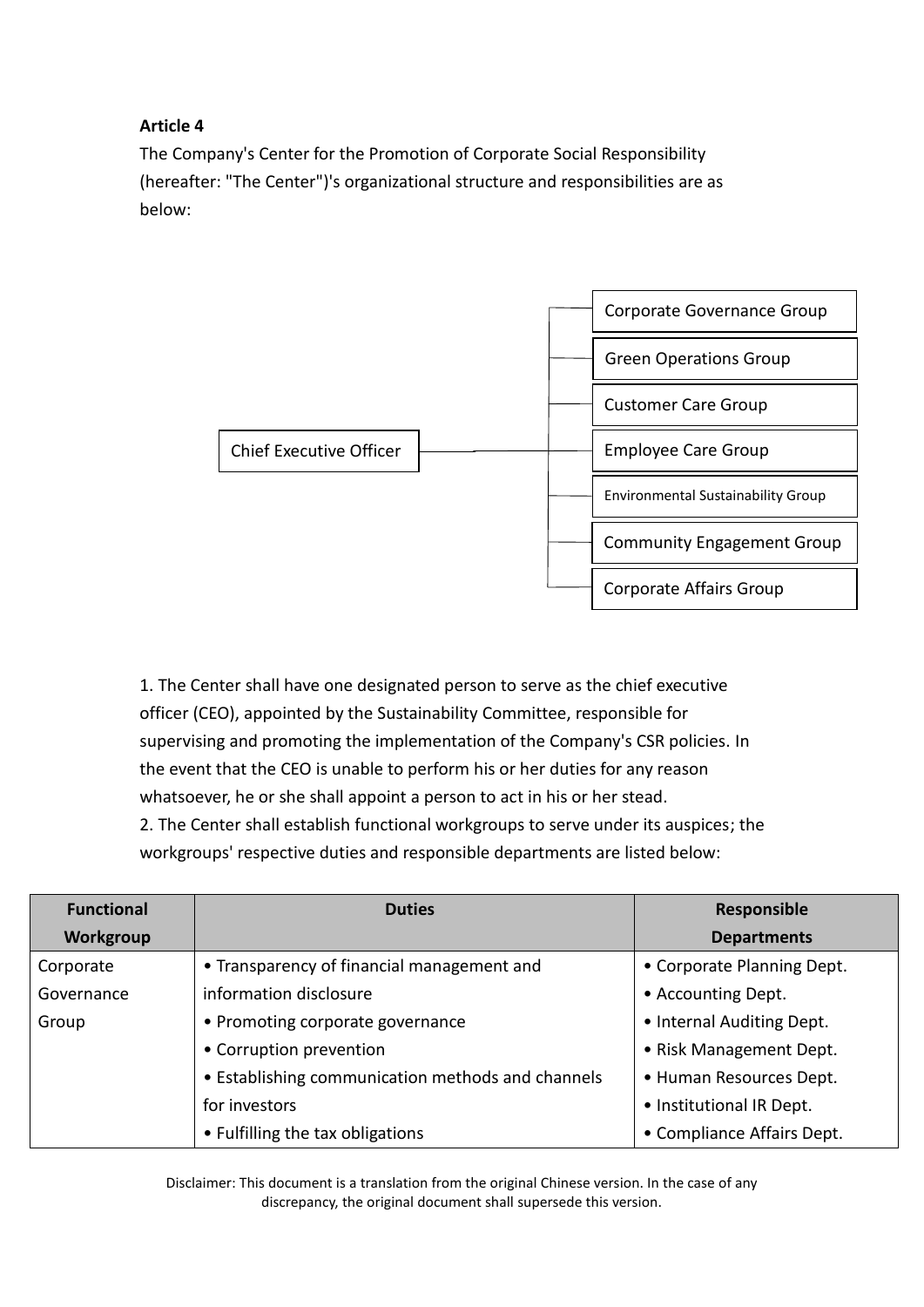**Article 4**

The Company's Center for the Promotion of Corporate Social Responsibility (hereafter: "The Center")'s organizational structure and responsibilities are as below:

- Chief Executive Officer
  - Corporate Governance Group
  - Green Operations Group
  - Customer Care Group
  - Employee Care Group
  - Environmental Sustainability Group
  - Community Engagement Group
  - Corporate Affairs Group

1. The Center shall have one designated person to serve as the chief executive officer (CEO), appointed by the Sustainability Committee, responsible for supervising and promoting the implementation of the Company's CSR policies. In the event that the CEO is unable to perform his or her duties for any reason whatsoever, he or she shall appoint a person to act in his or her stead.
2. The Center shall establish functional workgroups to serve under its auspices; the workgroups' respective duties and responsible departments are listed below:

| Functional Workgroup | Duties | Responsible Departments |
|---|---|---|
| Corporate Governance Group | • Transparency of financial management and information disclosure<br>• Promoting corporate governance<br>• Corruption prevention<br>• Establishing communication methods and channels for investors<br>• Fulfilling the tax obligations | • Corporate Planning Dept.<br>• Accounting Dept.<br>• Internal Auditing Dept.<br>• Risk Management Dept.<br>• Human Resources Dept.<br>• Institutional IR Dept.<br>• Compliance Affairs Dept. |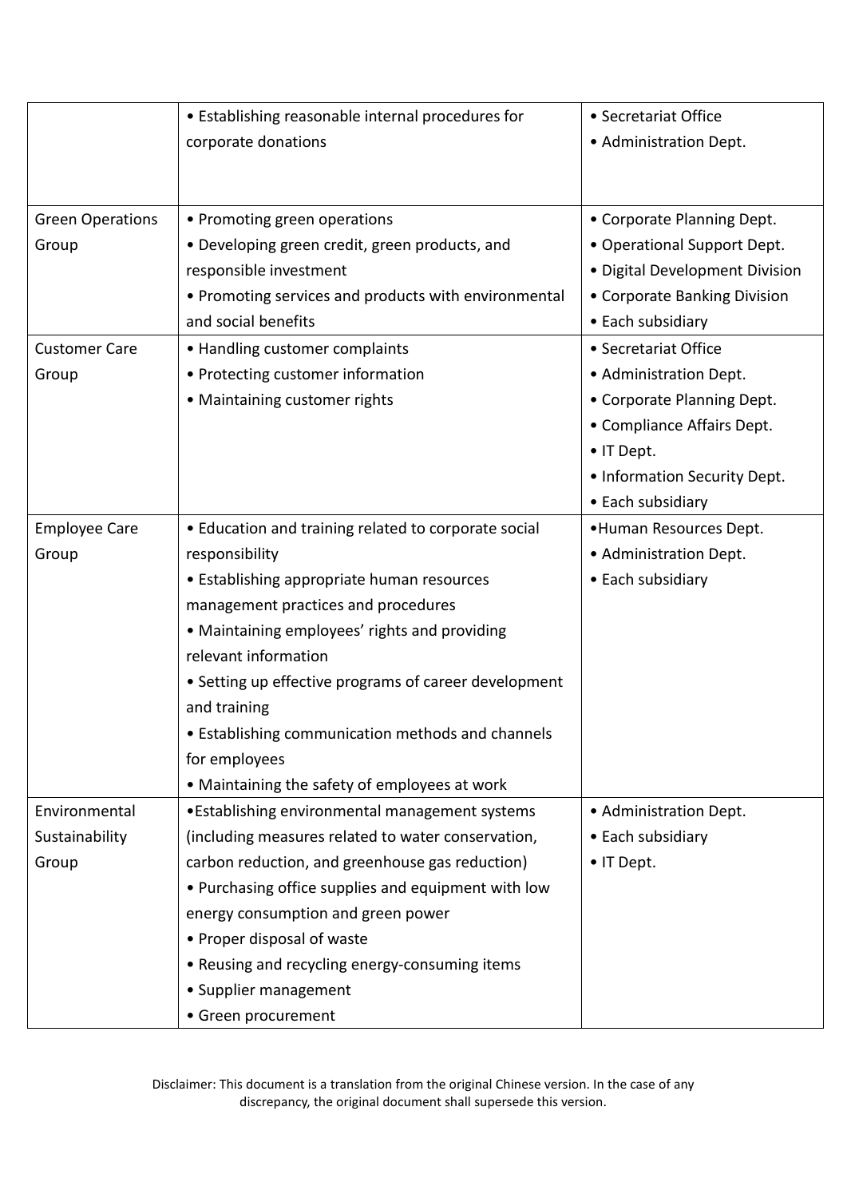| | | |
|---|---|---|
| | • Establishing reasonable internal procedures for corporate donations | • Secretariat Office<br>• Administration Dept. |
| Green Operations Group | • Promoting green operations<br>• Developing green credit, green products, and responsible investment<br>• Promoting services and products with environmental and social benefits | • Corporate Planning Dept.<br>• Operational Support Dept.<br>• Digital Development Division<br>• Corporate Banking Division<br>• Each subsidiary |
| Customer Care Group | • Handling customer complaints<br>• Protecting customer information<br>• Maintaining customer rights | • Secretariat Office<br>• Administration Dept.<br>• Corporate Planning Dept.<br>• Compliance Affairs Dept.<br>• IT Dept.<br>• Information Security Dept.<br>• Each subsidiary |
| Employee Care Group | • Education and training related to corporate social responsibility<br>• Establishing appropriate human resources management practices and procedures<br>• Maintaining employees' rights and providing relevant information<br>• Setting up effective programs of career development and training<br>• Establishing communication methods and channels for employees<br>• Maintaining the safety of employees at work | • Human Resources Dept.<br>• Administration Dept.<br>• Each subsidiary |
| Environmental Sustainability Group | • Establishing environmental management systems (including measures related to water conservation, carbon reduction, and greenhouse gas reduction)<br>• Purchasing office supplies and equipment with low energy consumption and green power<br>• Proper disposal of waste<br>• Reusing and recycling energy-consuming items<br>• Supplier management<br>• Green procurement | • Administration Dept.<br>• Each subsidiary<br>• IT Dept. |

Disclaimer: This document is a translation from the original Chinese version. In the case of any discrepancy, the original document shall supersede this version.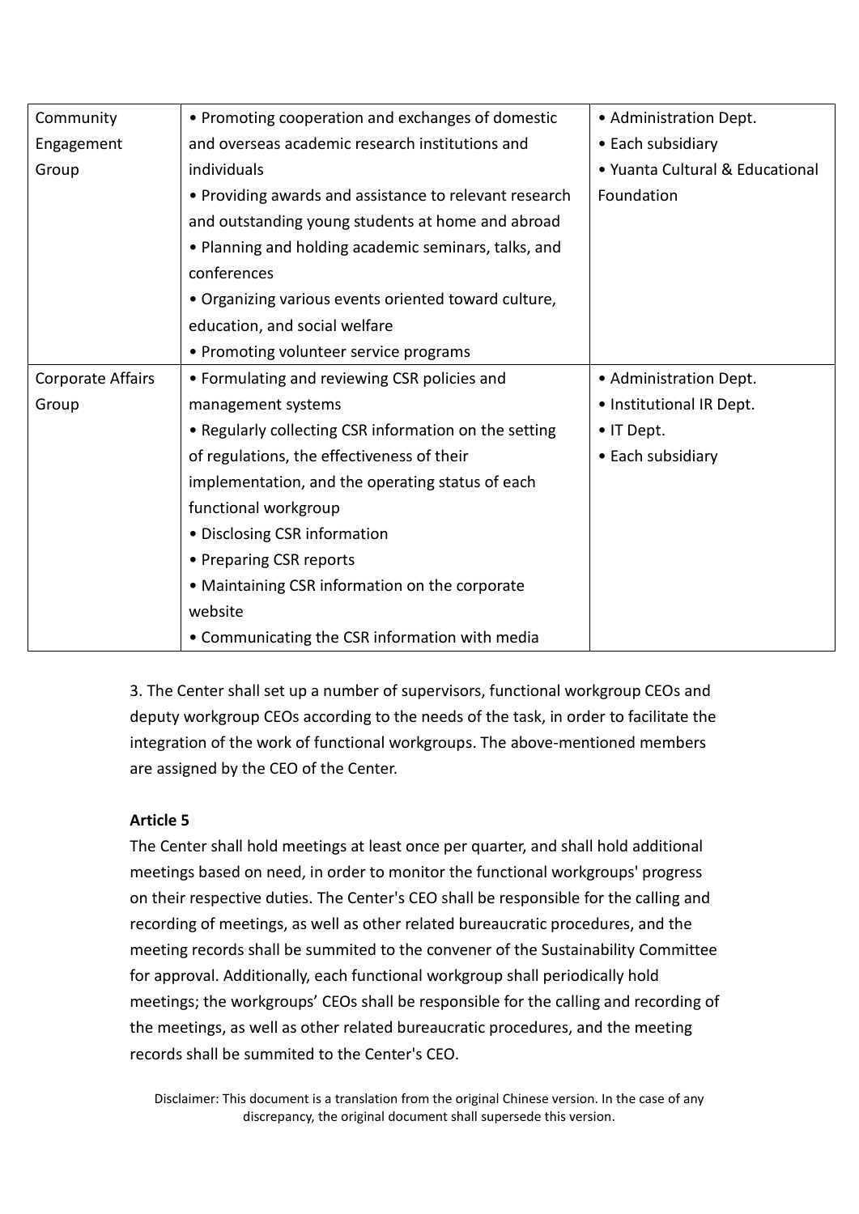| | | |
|---|---|---|
| Community Engagement Group | • Promoting cooperation and exchanges of domestic and overseas academic research institutions and individuals<br>• Providing awards and assistance to relevant research and outstanding young students at home and abroad<br>• Planning and holding academic seminars, talks, and conferences<br>• Organizing various events oriented toward culture, education, and social welfare<br>• Promoting volunteer service programs | • Administration Dept.<br>• Each subsidiary<br>• Yuanta Cultural & Educational Foundation |
| Corporate Affairs Group | • Formulating and reviewing CSR policies and management systems<br>• Regularly collecting CSR information on the setting of regulations, the effectiveness of their implementation, and the operating status of each functional workgroup<br>• Disclosing CSR information<br>• Preparing CSR reports<br>• Maintaining CSR information on the corporate website<br>• Communicating the CSR information with media | • Administration Dept.<br>• Institutional IR Dept.<br>• IT Dept.<br>• Each subsidiary |

3. The Center shall set up a number of supervisors, functional workgroup CEOs and deputy workgroup CEOs according to the needs of the task, in order to facilitate the integration of the work of functional workgroups. The above-mentioned members are assigned by the CEO of the Center.

**Article 5**

The Center shall hold meetings at least once per quarter, and shall hold additional meetings based on need, in order to monitor the functional workgroups' progress on their respective duties. The Center's CEO shall be responsible for the calling and recording of meetings, as well as other related bureaucratic procedures, and the meeting records shall be summited to the convener of the Sustainability Committee for approval. Additionally, each functional workgroup shall periodically hold meetings; the workgroups' CEOs shall be responsible for the calling and recording of the meetings, as well as other related bureaucratic procedures, and the meeting records shall be summited to the Center's CEO.

Disclaimer: This document is a translation from the original Chinese version. In the case of any discrepancy, the original document shall supersede this version.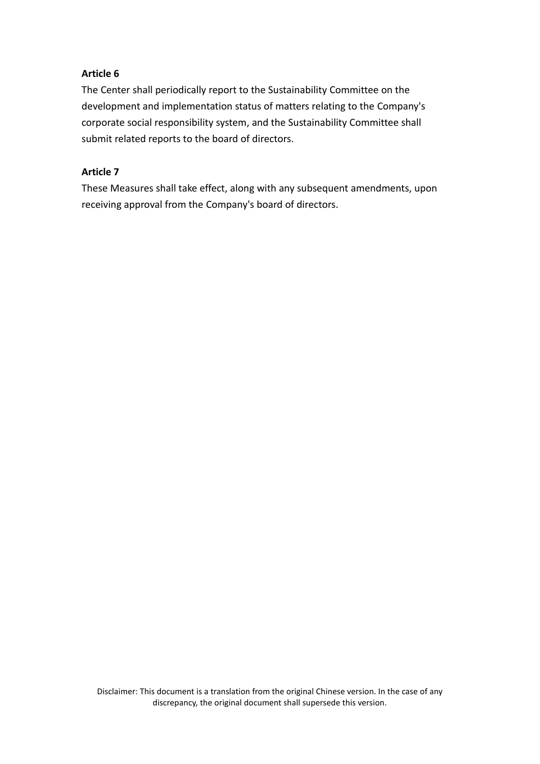**Article 6**

The Center shall periodically report to the Sustainability Committee on the development and implementation status of matters relating to the Company's corporate social responsibility system, and the Sustainability Committee shall submit related reports to the board of directors.

**Article 7**

These Measures shall take effect, along with any subsequent amendments, upon receiving approval from the Company's board of directors.

Disclaimer: This document is a translation from the original Chinese version. In the case of any discrepancy, the original document shall supersede this version.